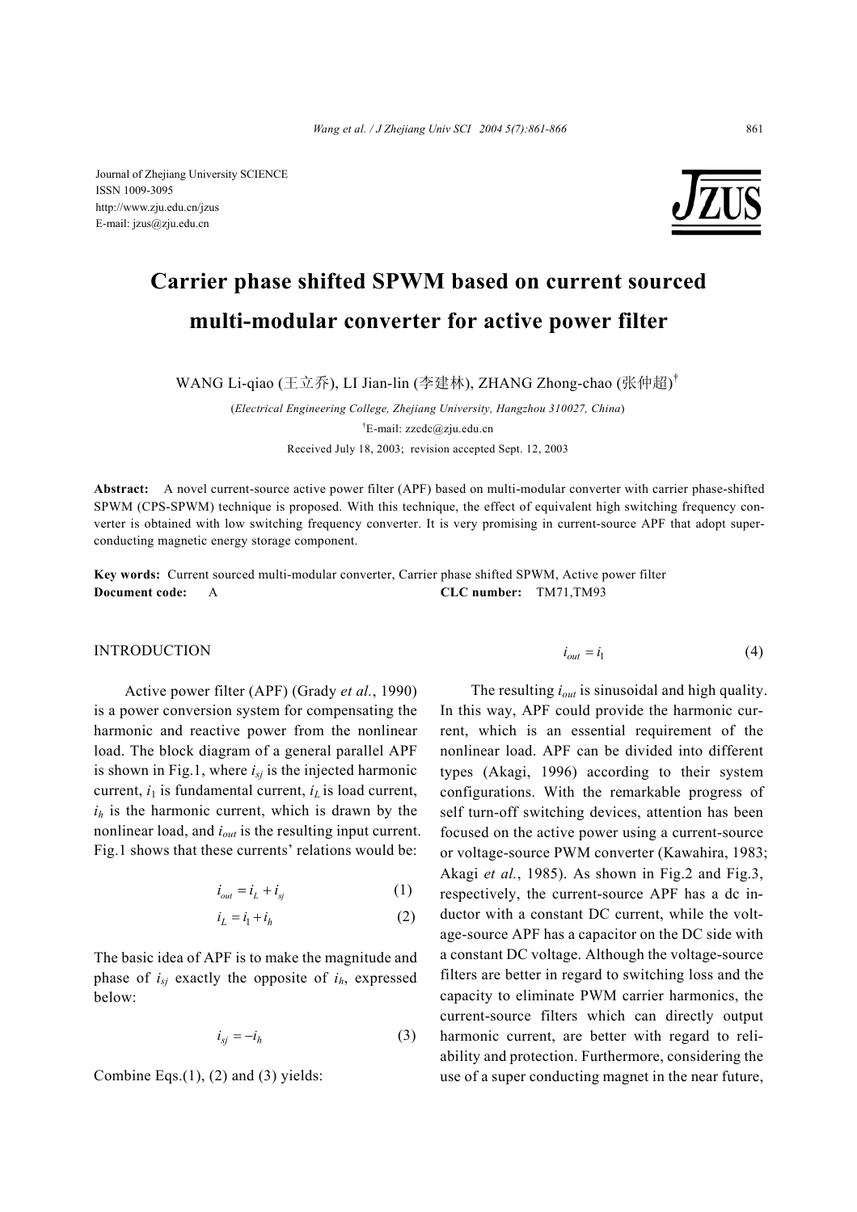Journal of Zhejiang University SCIENCE
ISSN 1009-3095
http://www.zju.edu.cn/jzus
E-mail: jzus@zju.edu.cn

# Carrier phase shifted SPWM based on current sourced multi-modular converter for active power filter

WANG Li-qiao (王立乔), LI Jian-lin (李建林), ZHANG Zhong-chao (张仲超)[†]

(*Electrical Engineering College, Zhejiang University, Hangzhou 310027, China*)

[†]E-mail: zzcdc@zju.edu.cn

Received July 18, 2003; revision accepted Sept. 12, 2003

**Abstract:** A novel current-source active power filter (APF) based on multi-modular converter with carrier phase-shifted SPWM (CPS-SPWM) technique is proposed. With this technique, the effect of equivalent high switching frequency converter is obtained with low switching frequency converter. It is very promising in current-source APF that adopt superconducting magnetic energy storage component.

**Key words:** Current sourced multi-modular converter, Carrier phase shifted SPWM, Active power filter

**Document code:** A **CLC number:** TM71,TM93

## INTRODUCTION

Active power filter (APF) (Grady *et al.*, 1990) is a power conversion system for compensating the harmonic and reactive power from the nonlinear load. The block diagram of a general parallel APF is shown in Fig.1, where $i_{sj}$ is the injected harmonic current, $i_1$ is fundamental current, $i_L$ is load current, $i_h$ is the harmonic current, which is drawn by the nonlinear load, and $i_{out}$ is the resulting input current. Fig.1 shows that these currents' relations would be:

$$i_{out} = i_L + i_{sj} \tag{1}$$

$$i_L = i_1 + i_h \tag{2}$$

The basic idea of APF is to make the magnitude and phase of $i_{sj}$ exactly the opposite of $i_h$, expressed below:

$$i_{sj} = -i_h \tag{3}$$

Combine Eqs.(1), (2) and (3) yields:

$$i_{out} = i_1 \tag{4}$$

The resulting $i_{out}$ is sinusoidal and high quality. In this way, APF could provide the harmonic current, which is an essential requirement of the nonlinear load. APF can be divided into different types (Akagi, 1996) according to their system configurations. With the remarkable progress of self turn-off switching devices, attention has been focused on the active power using a current-source or voltage-source PWM converter (Kawahira, 1983; Akagi *et al.*, 1985). As shown in Fig.2 and Fig.3, respectively, the current-source APF has a dc inductor with a constant DC current, while the voltage-source APF has a capacitor on the DC side with a constant DC voltage. Although the voltage-source filters are better in regard to switching loss and the capacity to eliminate PWM carrier harmonics, the current-source filters which can directly output harmonic current, are better with regard to reliability and protection. Furthermore, considering the use of a super conducting magnet in the near future,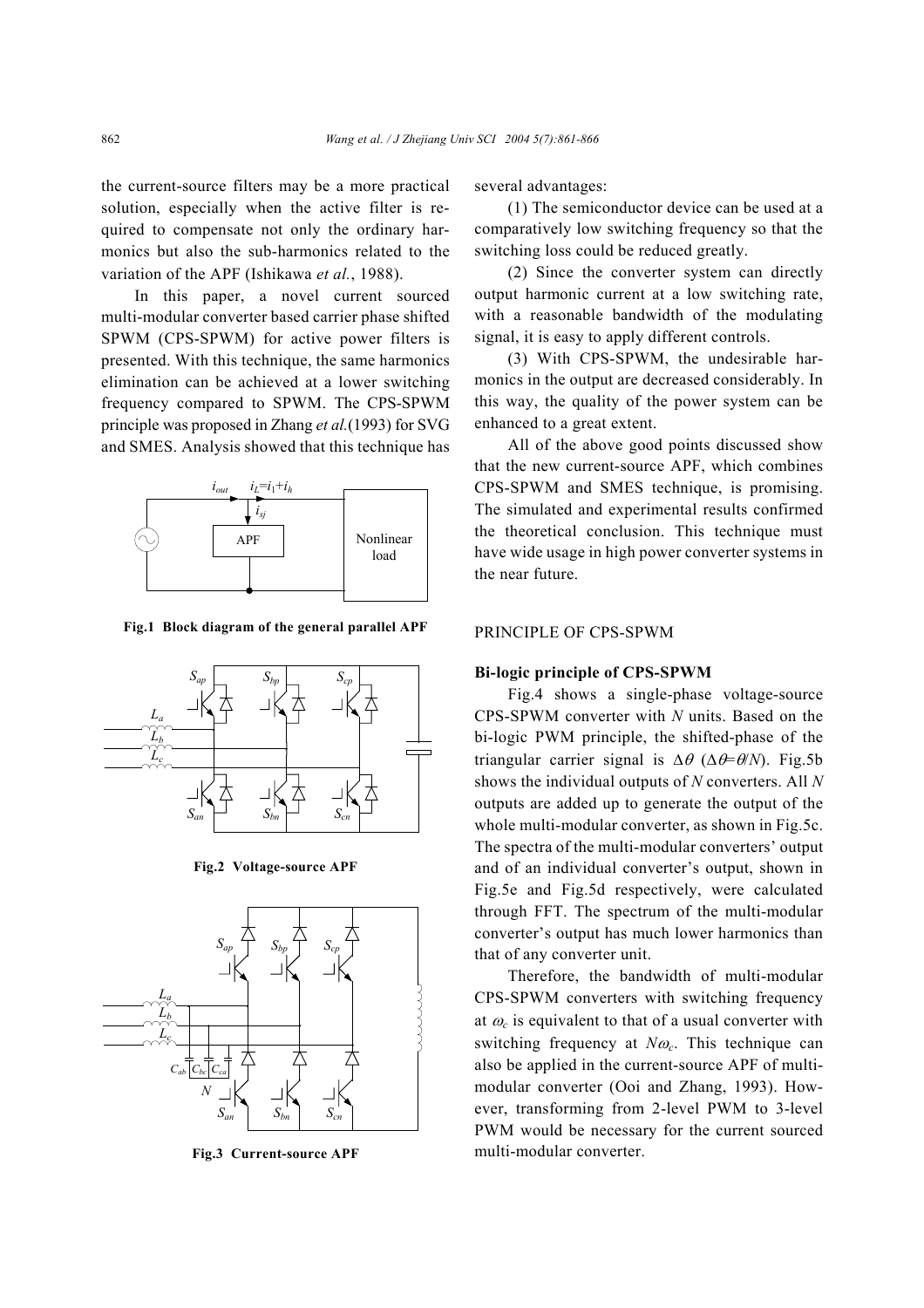the current-source filters may be a more practical solution, especially when the active filter is required to compensate not only the ordinary harmonics but also the sub-harmonics related to the variation of the APF (Ishikawa *et al.*, 1988).

In this paper, a novel current sourced multi-modular converter based carrier phase shifted SPWM (CPS-SPWM) for active power filters is presented. With this technique, the same harmonics elimination can be achieved at a lower switching frequency compared to SPWM. The CPS-SPWM principle was proposed in Zhang *et al.*(1993) for SVG and SMES. Analysis showed that this technique has several advantages:

(1) The semiconductor device can be used at a comparatively low switching frequency so that the switching loss could be reduced greatly.

(2) Since the converter system can directly output harmonic current at a low switching rate, with a reasonable bandwidth of the modulating signal, it is easy to apply different controls.

(3) With CPS-SPWM, the undesirable harmonics in the output are decreased considerably. In this way, the quality of the power system can be enhanced to a great extent.

All of the above good points discussed show that the new current-source APF, which combines CPS-SPWM and SMES technique, is promising. The simulated and experimental results confirmed the theoretical conclusion. This technique must have wide usage in high power converter systems in the near future.

**Fig.1 Block diagram of the general parallel APF**

**Fig.2 Voltage-source APF**

**Fig.3 Current-source APF**

## PRINCIPLE OF CPS-SPWM

### Bi-logic principle of CPS-SPWM

Fig.4 shows a single-phase voltage-source CPS-SPWM converter with $N$ units. Based on the bi-logic PWM principle, the shifted-phase of the triangular carrier signal is $\Delta\theta$ ($\Delta\theta=\theta/N$). Fig.5b shows the individual outputs of $N$ converters. All $N$ outputs are added up to generate the output of the whole multi-modular converter, as shown in Fig.5c. The spectra of the multi-modular converters' output and of an individual converter's output, shown in Fig.5e and Fig.5d respectively, were calculated through FFT. The spectrum of the multi-modular converter's output has much lower harmonics than that of any converter unit.

Therefore, the bandwidth of multi-modular CPS-SPWM converters with switching frequency at $\omega_c$ is equivalent to that of a usual converter with switching frequency at $N\omega_c$. This technique can also be applied in the current-source APF of multi-modular converter (Ooi and Zhang, 1993). However, transforming from 2-level PWM to 3-level PWM would be necessary for the current sourced multi-modular converter.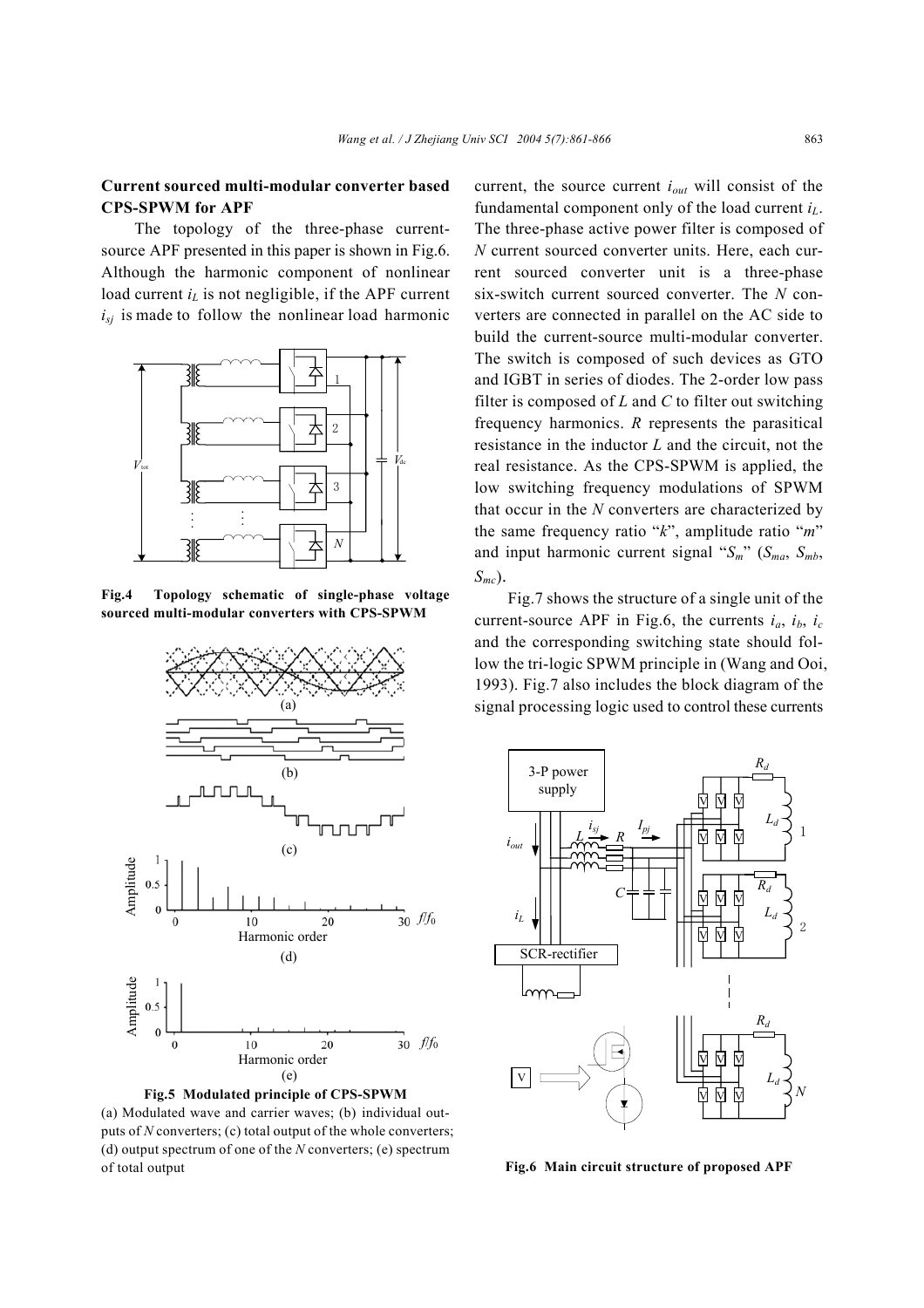## Current sourced multi-modular converter based CPS-SPWM for APF

The topology of the three-phase current-source APF presented in this paper is shown in Fig.6. Although the harmonic component of nonlinear load current $i_L$ is not negligible, if the APF current $i_{sj}$ is made to follow the nonlinear load harmonic current, the source current $i_{out}$ will consist of the fundamental component only of the load current $i_L$. The three-phase active power filter is composed of $N$ current sourced converter units. Here, each current sourced converter unit is a three-phase six-switch current sourced converter. The $N$ converters are connected in parallel on the AC side to build the current-source multi-modular converter. The switch is composed of such devices as GTO and IGBT in series of diodes. The 2-order low pass filter is composed of $L$ and $C$ to filter out switching frequency harmonics. $R$ represents the parasitical resistance in the inductor $L$ and the circuit, not the real resistance. As the CPS-SPWM is applied, the low switching frequency modulations of SPWM that occur in the $N$ converters are characterized by the same frequency ratio "$k$", amplitude ratio "$m$" and input harmonic current signal "$S_m$" ($S_{ma}$, $S_{mb}$, $S_{mc}$).

**Fig.4 Topology schematic of single-phase voltage sourced multi-modular converters with CPS-SPWM**

**Fig.5 Modulated principle of CPS-SPWM**
(a) Modulated wave and carrier waves; (b) individual outputs of $N$ converters; (c) total output of the whole converters; (d) output spectrum of one of the $N$ converters; (e) spectrum of total output

Fig.7 shows the structure of a single unit of the current-source APF in Fig.6, the currents $i_a$, $i_b$, $i_c$ and the corresponding switching state should follow the tri-logic SPWM principle in (Wang and Ooi, 1993). Fig.7 also includes the block diagram of the signal processing logic used to control these currents

**Fig.6 Main circuit structure of proposed APF**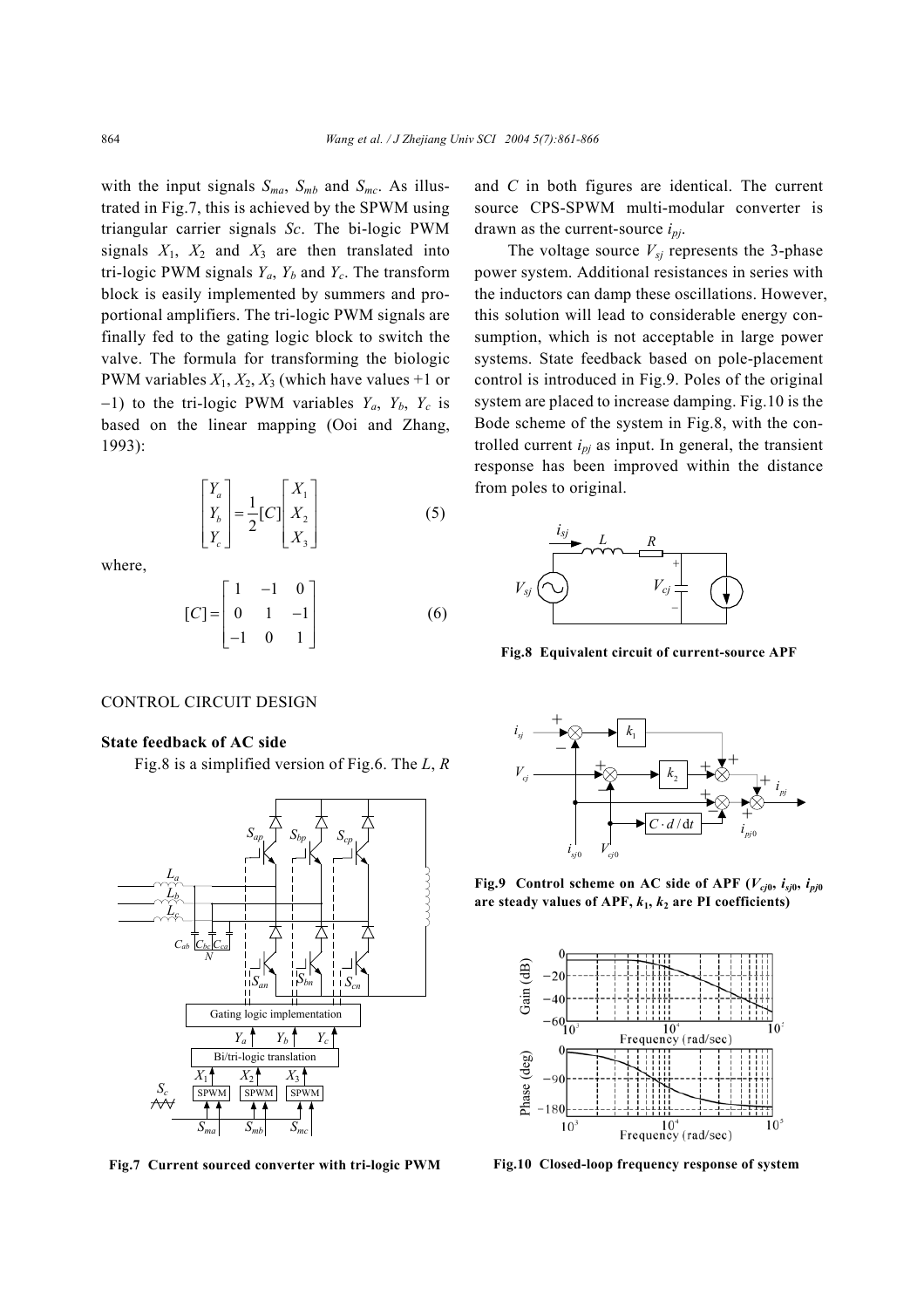with the input signals $S_{ma}$, $S_{mb}$ and $S_{mc}$. As illustrated in Fig.7, this is achieved by the SPWM using triangular carrier signals $Sc$. The bi-logic PWM signals $X_1$, $X_2$ and $X_3$ are then translated into tri-logic PWM signals $Y_a$, $Y_b$ and $Y_c$. The transform block is easily implemented by summers and proportional amplifiers. The tri-logic PWM signals are finally fed to the gating logic block to switch the valve. The formula for transforming the biologic PWM variables $X_1$, $X_2$, $X_3$ (which have values +1 or −1) to the tri-logic PWM variables $Y_a$, $Y_b$, $Y_c$ is based on the linear mapping (Ooi and Zhang, 1993):

$$\begin{bmatrix} Y_a \\ Y_b \\ Y_c \end{bmatrix} = \frac{1}{2}[C] \begin{bmatrix} X_1 \\ X_2 \\ X_3 \end{bmatrix} \tag{5}$$

where,

$$[C] = \begin{bmatrix} 1 & -1 & 0 \\ 0 & 1 & -1 \\ -1 & 0 & 1 \end{bmatrix} \tag{6}$$

Fig.7 Current sourced converter with tri-logic PWM

## CONTROL CIRCUIT DESIGN

### State feedback of AC side

Fig.8 is a simplified version of Fig.6. The $L$, $R$ and $C$ in both figures are identical. The current source CPS-SPWM multi-modular converter is drawn as the current-source $i_{pj}$.

The voltage source $V_{sj}$ represents the 3-phase power system. Additional resistances in series with the inductors can damp these oscillations. However, this solution will lead to considerable energy consumption, which is not acceptable in large power systems. State feedback based on pole-placement control is introduced in Fig.9. Poles of the original system are placed to increase damping. Fig.10 is the Bode scheme of the system in Fig.8, with the controlled current $i_{pj}$ as input. In general, the transient response has been improved within the distance from poles to original.

Fig.8 Equivalent circuit of current-source APF

Fig.9 Control scheme on AC side of APF ($V_{cj0}$, $i_{sj0}$, $i_{pj0}$ are steady values of APF, $k_1$, $k_2$ are PI coefficients)

Fig.10 Closed-loop frequency response of system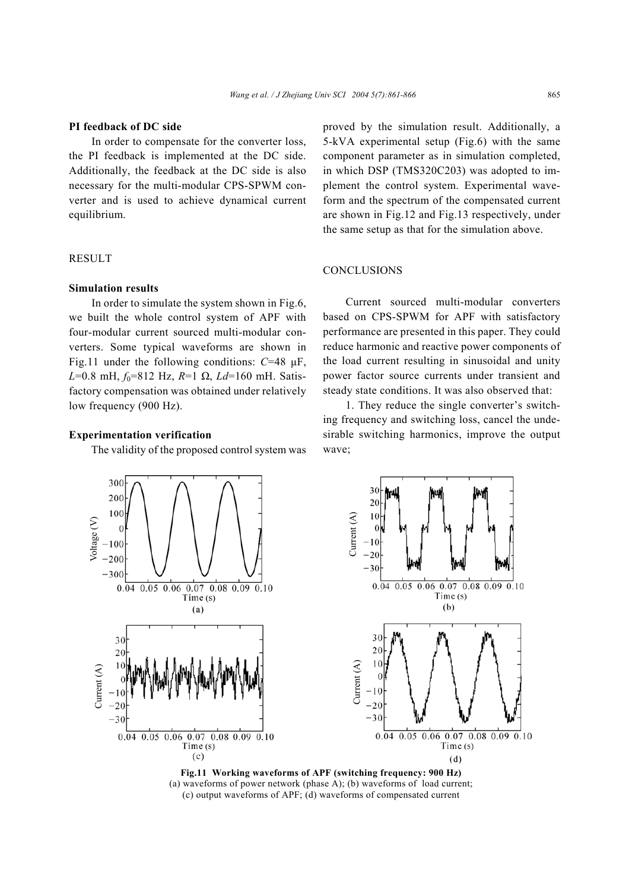### PI feedback of DC side

In order to compensate for the converter loss, the PI feedback is implemented at the DC side. Additionally, the feedback at the DC side is also necessary for the multi-modular CPS-SPWM converter and is used to achieve dynamical current equilibrium.

## RESULT

### Simulation results

In order to simulate the system shown in Fig.6, we built the whole control system of APF with four-modular current sourced multi-modular converters. Some typical waveforms are shown in Fig.11 under the following conditions: $C$=48 μF, $L$=0.8 mH, $f_0$=812 Hz, $R$=1 Ω, $Ld$=160 mH. Satisfactory compensation was obtained under relatively low frequency (900 Hz).

### Experimentation verification

The validity of the proposed control system was proved by the simulation result. Additionally, a 5-kVA experimental setup (Fig.6) with the same component parameter as in simulation completed, in which DSP (TMS320C203) was adopted to implement the control system. Experimental waveform and the spectrum of the compensated current are shown in Fig.12 and Fig.13 respectively, under the same setup as that for the simulation above.

## CONCLUSIONS

Current sourced multi-modular converters based on CPS-SPWM for APF with satisfactory performance are presented in this paper. They could reduce harmonic and reactive power components of the load current resulting in sinusoidal and unity power factor source currents under transient and steady state conditions. It was also observed that:

1. They reduce the single converter's switching frequency and switching loss, cancel the undesirable switching harmonics, improve the output wave;

**Fig.11 Working waveforms of APF (switching frequency: 900 Hz)**
(a) waveforms of power network (phase A); (b) waveforms of load current; (c) output waveforms of APF; (d) waveforms of compensated current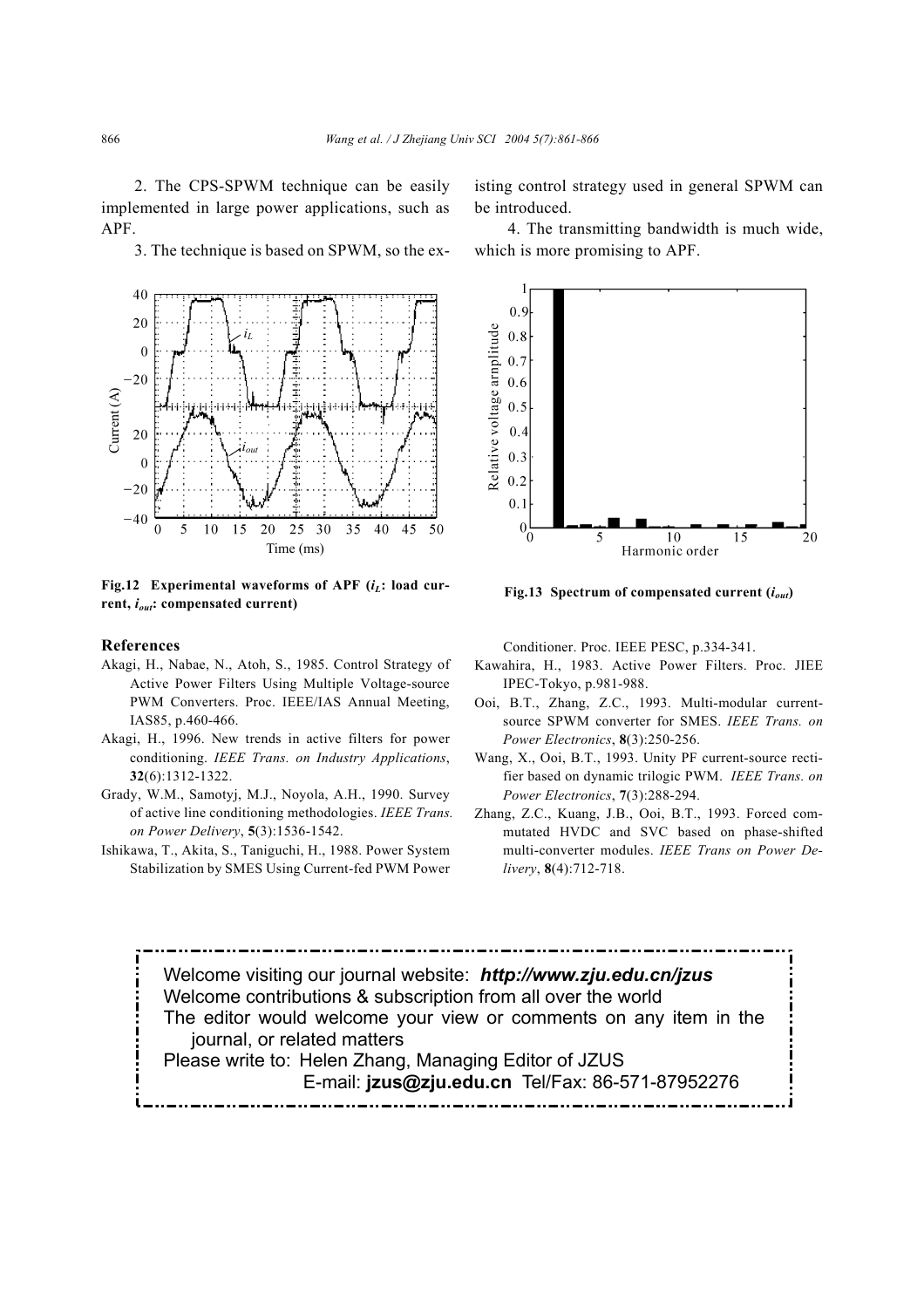2. The CPS-SPWM technique can be easily implemented in large power applications, such as APF.

3. The technique is based on SPWM, so the existing control strategy used in general SPWM can be introduced.

4. The transmitting bandwidth is much wide, which is more promising to APF.

40
20
0
−20
20
0
−20
−40
Current (A)
$i_L$
$i_{out}$
0 5 10 15 20 25 30 35 40 45 50
Time (ms)

**Fig.12 Experimental waveforms of APF ($i_L$: load current, $i_{out}$: compensated current)**

1
0.9
0.8
0.7
0.6
0.5
0.4
0.3
0.2
0.1
0
Relative voltage amplitude
0 5 10 15 20
Harmonic order

**Fig.13 Spectrum of compensated current ($i_{out}$)**

## References

Akagi, H., Nabae, N., Atoh, S., 1985. Control Strategy of Active Power Filters Using Multiple Voltage-source PWM Converters. Proc. IEEE/IAS Annual Meeting, IAS85, p.460-466.

Akagi, H., 1996. New trends in active filters for power conditioning. *IEEE Trans. on Industry Applications*, **32**(6):1312-1322.

Grady, W.M., Samotyj, M.J., Noyola, A.H., 1990. Survey of active line conditioning methodologies. *IEEE Trans. on Power Delivery*, **5**(3):1536-1542.

Ishikawa, T., Akita, S., Taniguchi, H., 1988. Power System Stabilization by SMES Using Current-fed PWM Power Conditioner. Proc. IEEE PESC, p.334-341.

Kawahira, H., 1983. Active Power Filters. Proc. JIEE IPEC-Tokyo, p.981-988.

Ooi, B.T., Zhang, Z.C., 1993. Multi-modular current-source SPWM converter for SMES. *IEEE Trans. on Power Electronics*, **8**(3):250-256.

Wang, X., Ooi, B.T., 1993. Unity PF current-source rectifier based on dynamic trilogic PWM. *IEEE Trans. on Power Electronics*, **7**(3):288-294.

Zhang, Z.C., Kuang, J.B., Ooi, B.T., 1993. Forced commutated HVDC and SVC based on phase-shifted multi-converter modules. *IEEE Trans on Power Delivery*, **8**(4):712-718.

Welcome visiting our journal website: ***http://www.zju.edu.cn/jzus***
Welcome contributions & subscription from all over the world
The editor would welcome your view or comments on any item in the journal, or related matters
Please write to: Helen Zhang, Managing Editor of JZUS
E-mail: **jzus@zju.edu.cn** Tel/Fax: 86-571-87952276